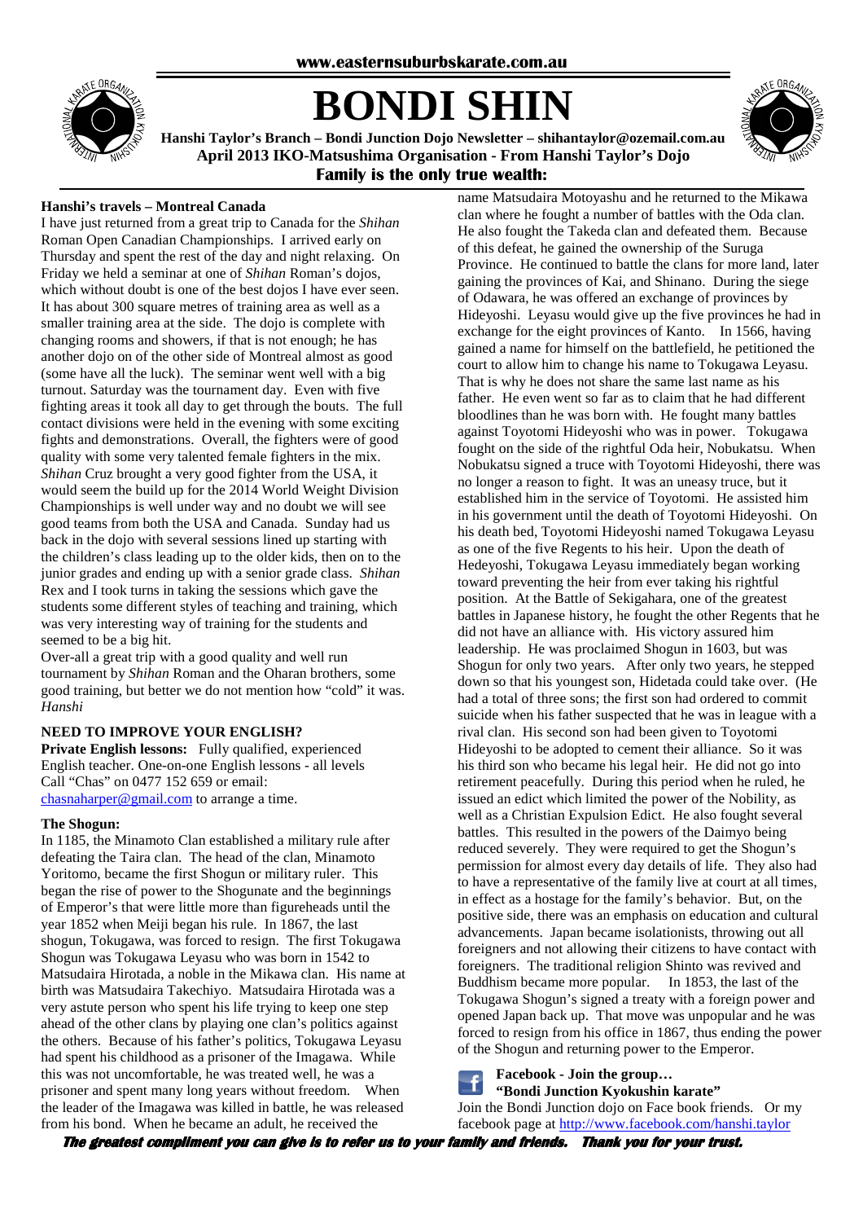www.easternsuburbskarate.com.au

# BONDI SHIN

**Hanshi Taylor's Branch – Bondi Junction Dojo Newsletter – shihantaylor@ozemail.com.au**
**April 2013 IKO-Matsushima Organisation - From Hanshi Taylor's Dojo**
**Family is the only true wealth:**

### Hanshi's travels – Montreal Canada

I have just returned from a great trip to Canada for the *Shihan* Roman Open Canadian Championships. I arrived early on Thursday and spent the rest of the day and night relaxing. On Friday we held a seminar at one of *Shihan* Roman's dojos, which without doubt is one of the best dojos I have ever seen. It has about 300 square metres of training area as well as a smaller training area at the side. The dojo is complete with changing rooms and showers, if that is not enough; he has another dojo on of the other side of Montreal almost as good (some have all the luck). The seminar went well with a big turnout. Saturday was the tournament day. Even with five fighting areas it took all day to get through the bouts. The full contact divisions were held in the evening with some exciting fights and demonstrations. Overall, the fighters were of good quality with some very talented female fighters in the mix. *Shihan* Cruz brought a very good fighter from the USA, it would seem the build up for the 2014 World Weight Division Championships is well under way and no doubt we will see good teams from both the USA and Canada. Sunday had us back in the dojo with several sessions lined up starting with the children's class leading up to the older kids, then on to the junior grades and ending up with a senior grade class. *Shihan* Rex and I took turns in taking the sessions which gave the students some different styles of teaching and training, which was very interesting way of training for the students and seemed to be a big hit.

Over-all a great trip with a good quality and well run tournament by *Shihan* Roman and the Oharan brothers, some good training, but better we do not mention how "cold" it was.
*Hanshi*

### NEED TO IMPROVE YOUR ENGLISH?

**Private English lessons:** Fully qualified, experienced English teacher. One-on-one English lessons - all levels Call "Chas" on 0477 152 659 or email: chasnaharper@gmail.com to arrange a time.

### The Shogun:

In 1185, the Minamoto Clan established a military rule after defeating the Taira clan. The head of the clan, Minamoto Yoritomo, became the first Shogun or military ruler. This began the rise of power to the Shogunate and the beginnings of Emperor's that were little more than figureheads until the year 1852 when Meiji began his rule. In 1867, the last shogun, Tokugawa, was forced to resign. The first Tokugawa Shogun was Tokugawa Leyasu who was born in 1542 to Matsudaira Hirotada, a noble in the Mikawa clan. His name at birth was Matsudaira Takechiyo. Matsudaira Hirotada was a very astute person who spent his life trying to keep one step ahead of the other clans by playing one clan's politics against the others. Because of his father's politics, Tokugawa Leyasu had spent his childhood as a prisoner of the Imagawa. While this was not uncomfortable, he was treated well, he was a prisoner and spent many long years without freedom. When the leader of the Imagawa was killed in battle, he was released from his bond. When he became an adult, he received the name Matsudaira Motoyashu and he returned to the Mikawa clan where he fought a number of battles with the Oda clan. He also fought the Takeda clan and defeated them. Because of this defeat, he gained the ownership of the Suruga Province. He continued to battle the clans for more land, later gaining the provinces of Kai, and Shinano. During the siege of Odawara, he was offered an exchange of provinces by Hideyoshi. Leyasu would give up the five provinces he had in exchange for the eight provinces of Kanto. In 1566, having gained a name for himself on the battlefield, he petitioned the court to allow him to change his name to Tokugawa Leyasu. That is why he does not share the same last name as his father. He even went so far as to claim that he had different bloodlines than he was born with. He fought many battles against Toyotomi Hideyoshi who was in power. Tokugawa fought on the side of the rightful Oda heir, Nobukatsu. When Nobukatsu signed a truce with Toyotomi Hideyoshi, there was no longer a reason to fight. It was an uneasy truce, but it established him in the service of Toyotomi. He assisted him in his government until the death of Toyotomi Hideyoshi. On his death bed, Toyotomi Hideyoshi named Tokugawa Leyasu as one of the five Regents to his heir. Upon the death of Hedeyoshi, Tokugawa Leyasu immediately began working toward preventing the heir from ever taking his rightful position. At the Battle of Sekigahara, one of the greatest battles in Japanese history, he fought the other Regents that he did not have an alliance with. His victory assured him leadership. He was proclaimed Shogun in 1603, but was Shogun for only two years. After only two years, he stepped down so that his youngest son, Hidetada could take over. (He had a total of three sons; the first son had ordered to commit suicide when his father suspected that he was in league with a rival clan. His second son had been given to Toyotomi Hideyoshi to be adopted to cement their alliance. So it was his third son who became his legal heir. He did not go into retirement peacefully. During this period when he ruled, he issued an edict which limited the power of the Nobility, as well as a Christian Expulsion Edict. He also fought several battles. This resulted in the powers of the Daimyo being reduced severely. They were required to get the Shogun's permission for almost every day details of life. They also had to have a representative of the family live at court at all times, in effect as a hostage for the family's behavior. But, on the positive side, there was an emphasis on education and cultural advancements. Japan became isolationists, throwing out all foreigners and not allowing their citizens to have contact with foreigners. The traditional religion Shinto was revived and Buddhism became more popular. In 1853, the last of the Tokugawa Shogun's signed a treaty with a foreign power and opened Japan back up. That move was unpopular and he was forced to resign from his office in 1867, thus ending the power of the Shogun and returning power to the Emperor.

**Facebook - Join the group…**
**"Bondi Junction Kyokushin karate"**

Join the Bondi Junction dojo on Face book friends. Or my facebook page at http://www.facebook.com/hanshi.taylor

***The greatest compliment you can give is to refer us to your family and friends. Thank you for your trust.***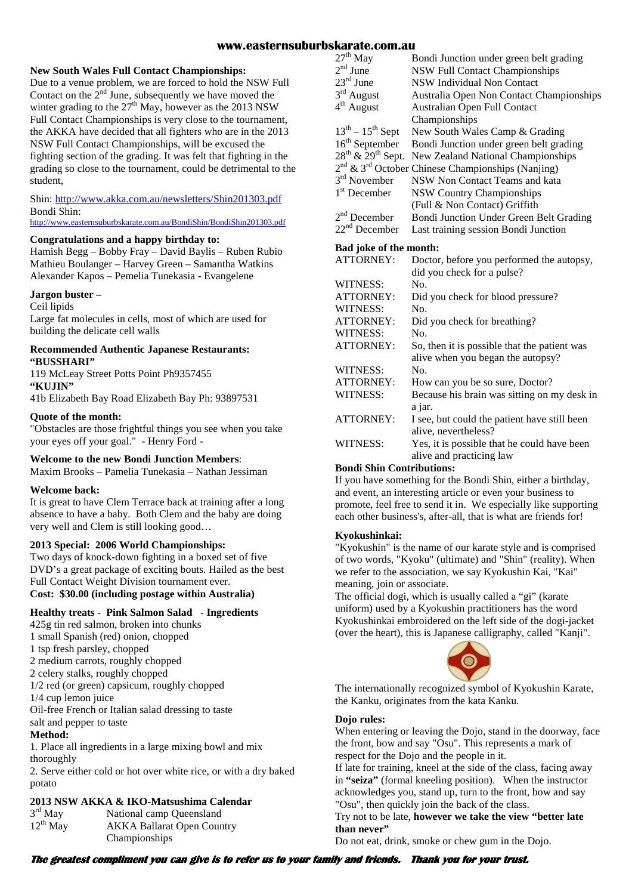www.easternsuburbskarate.com.au

**New South Wales Full Contact Championships:**
Due to a venue problem, we are forced to hold the NSW Full Contact on the 2nd June, subsequently we have moved the winter grading to the 27th May, however as the 2013 NSW Full Contact Championships is very close to the tournament, the AKKA have decided that all fighters who are in the 2013 NSW Full Contact Championships, will be excused the fighting section of the grading. It was felt that fighting in the grading so close to the tournament, could be detrimental to the student,

Shin: http://www.akka.com.au/newsletters/Shin201303.pdf
Bondi Shin:
http://www.easternsuburbskarate.com.au/BondiShin/BondiShin201303.pdf

**Congratulations and a happy birthday to:**
Hamish Begg – Bobby Fray – David Baylis – Ruben Rubio
Mathieu Boulanger – Harvey Green – Samantha Watkins
Alexander Kapos – Pemelia Tunekasia - Evangelene

**Jargon buster –**
Ceil lipids
Large fat molecules in cells, most of which are used for building the delicate cell walls

**Recommended Authentic Japanese Restaurants:**
**"BUSSHARI"**
119 McLeay Street Potts Point Ph9357455
**"KUJIN"**
41b Elizabeth Bay Road Elizabeth Bay Ph: 93897531

**Quote of the month:**
"Obstacles are those frightful things you see when you take your eyes off your goal." - Henry Ford -

**Welcome to the new Bondi Junction Members**:
Maxim Brooks – Pamelia Tunekasia – Nathan Jessiman

**Welcome back:**
It is great to have Clem Terrace back at training after a long absence to have a baby. Both Clem and the baby are doing very well and Clem is still looking good…

**2013 Special: 2006 World Championships:**
Two days of knock-down fighting in a boxed set of five DVD's a great package of exciting bouts. Hailed as the best Full Contact Weight Division tournament ever.
**Cost: $30.00 (including postage within Australia)**

**Healthy treats - Pink Salmon Salad - Ingredients**
425g tin red salmon, broken into chunks
1 small Spanish (red) onion, chopped
1 tsp fresh parsley, chopped
2 medium carrots, roughly chopped
2 celery stalks, roughly chopped
1/2 red (or green) capsicum, roughly chopped
1/4 cup lemon juice
Oil-free French or Italian salad dressing to taste
salt and pepper to taste
**Method:**
1. Place all ingredients in a large mixing bowl and mix thoroughly
2. Serve either cold or hot over white rice, or with a dry baked potato

**2013 NSW AKKA & IKO-Matsushima Calendar**

| | |
|---|---|
| 3rd May | National camp Queensland |
| 12th May | AKKA Ballarat Open Country Championships |
| 27th May | Bondi Junction under green belt grading |
| 2nd June | NSW Full Contact Championships |
| 23rd June | NSW Individual Non Contact |
| 3rd August | Australia Open Non Contact Championships |
| 4th August | Australian Open Full Contact Championships |
| 13th – 15th Sept | New South Wales Camp & Grading |
| 16th September | Bondi Junction under green belt grading |
| 28th & 29th Sept. | New Zealand National Championships |
| 2nd & 3rd October | Chinese Championships (Nanjing) |
| 3rd November | NSW Non Contact Teams and kata |
| 1st December | NSW Country Championships (Full & Non Contact) Griffith |
| 2nd December | Bondi Junction Under Green Belt Grading |
| 22nd December | Last training session Bondi Junction |

**Bad joke of the month:**

| | |
|---|---|
| ATTORNEY: | Doctor, before you performed the autopsy, did you check for a pulse? |
| WITNESS: | No. |
| ATTORNEY: | Did you check for blood pressure? |
| WITNESS: | No. |
| ATTORNEY: | Did you check for breathing? |
| WITNESS: | No. |
| ATTORNEY: | So, then it is possible that the patient was alive when you began the autopsy? |
| WITNESS: | No. |
| ATTORNEY: | How can you be so sure, Doctor? |
| WITNESS: | Because his brain was sitting on my desk in a jar. |
| ATTORNEY: | I see, but could the patient have still been alive, nevertheless? |
| WITNESS: | Yes, it is possible that he could have been alive and practicing law |

**Bondi Shin Contributions:**
If you have something for the Bondi Shin, either a birthday, and event, an interesting article or even your business to promote, feel free to send it in. We especially like supporting each other business's, after-all, that is what are friends for!

**Kyokushinkai:**
"Kyokushin" is the name of our karate style and is comprised of two words, "Kyoku" (ultimate) and "Shin" (reality). When we refer to the association, we say Kyokushin Kai, "Kai" meaning, join or associate.
The official dogi, which is usually called a "gi" (karate uniform) used by a Kyokushin practitioners has the word Kyokushinkai embroidered on the left side of the dogi-jacket (over the heart), this is Japanese calligraphy, called "Kanji".

The internationally recognized symbol of Kyokushin Karate, the Kanku, originates from the kata Kanku.

**Dojo rules:**
When entering or leaving the Dojo, stand in the doorway, face the front, bow and say "Osu". This represents a mark of respect for the Dojo and the people in it.
If late for training, kneel at the side of the class, facing away in **"seiza"** (formal kneeling position). When the instructor acknowledges you, stand up, turn to the front, bow and say "Osu", then quickly join the back of the class.
Try not to be late, **however we take the view "better late than never"**
Do not eat, drink, smoke or chew gum in the Dojo.

***The greatest compliment you can give is to refer us to your family and friends. Thank you for your trust.***